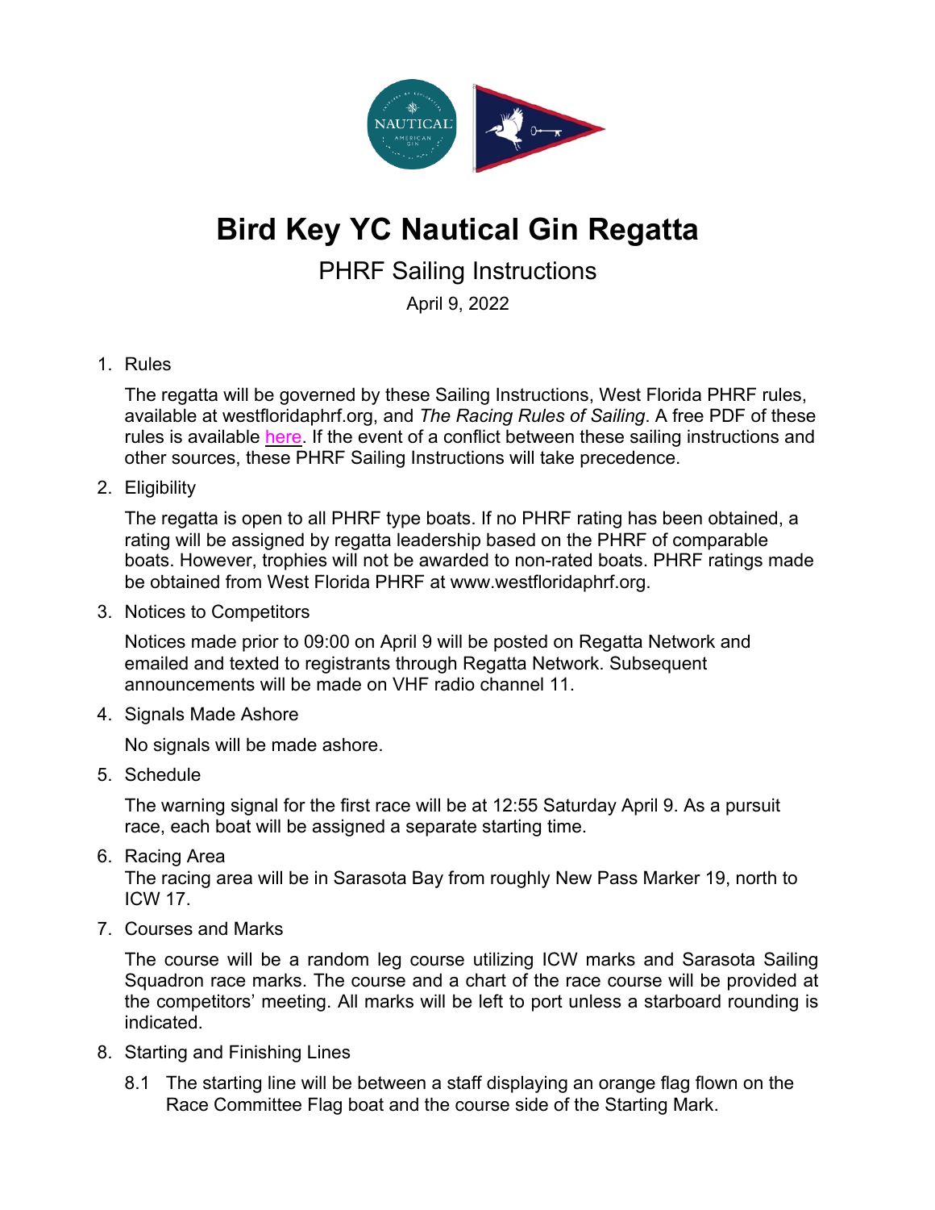# Bird Key YC Nautical Gin Regatta

## PHRF Sailing Instructions

April 9, 2022

1. Rules

   The regatta will be governed by these Sailing Instructions, West Florida PHRF rules, available at westfloridaphrf.org, and *The Racing Rules of Sailing*. A free PDF of these rules is available here. If the event of a conflict between these sailing instructions and other sources, these PHRF Sailing Instructions will take precedence.

2. Eligibility

   The regatta is open to all PHRF type boats. If no PHRF rating has been obtained, a rating will be assigned by regatta leadership based on the PHRF of comparable boats. However, trophies will not be awarded to non-rated boats. PHRF ratings made be obtained from West Florida PHRF at www.westfloridaphrf.org.

3. Notices to Competitors

   Notices made prior to 09:00 on April 9 will be posted on Regatta Network and emailed and texted to registrants through Regatta Network. Subsequent announcements will be made on VHF radio channel 11.

4. Signals Made Ashore

   No signals will be made ashore.

5. Schedule

   The warning signal for the first race will be at 12:55 Saturday April 9. As a pursuit race, each boat will be assigned a separate starting time.

6. Racing Area

   The racing area will be in Sarasota Bay from roughly New Pass Marker 19, north to ICW 17.

7. Courses and Marks

   The course will be a random leg course utilizing ICW marks and Sarasota Sailing Squadron race marks. The course and a chart of the race course will be provided at the competitors' meeting. All marks will be left to port unless a starboard rounding is indicated.

8. Starting and Finishing Lines

   8.1 The starting line will be between a staff displaying an orange flag flown on the Race Committee Flag boat and the course side of the Starting Mark.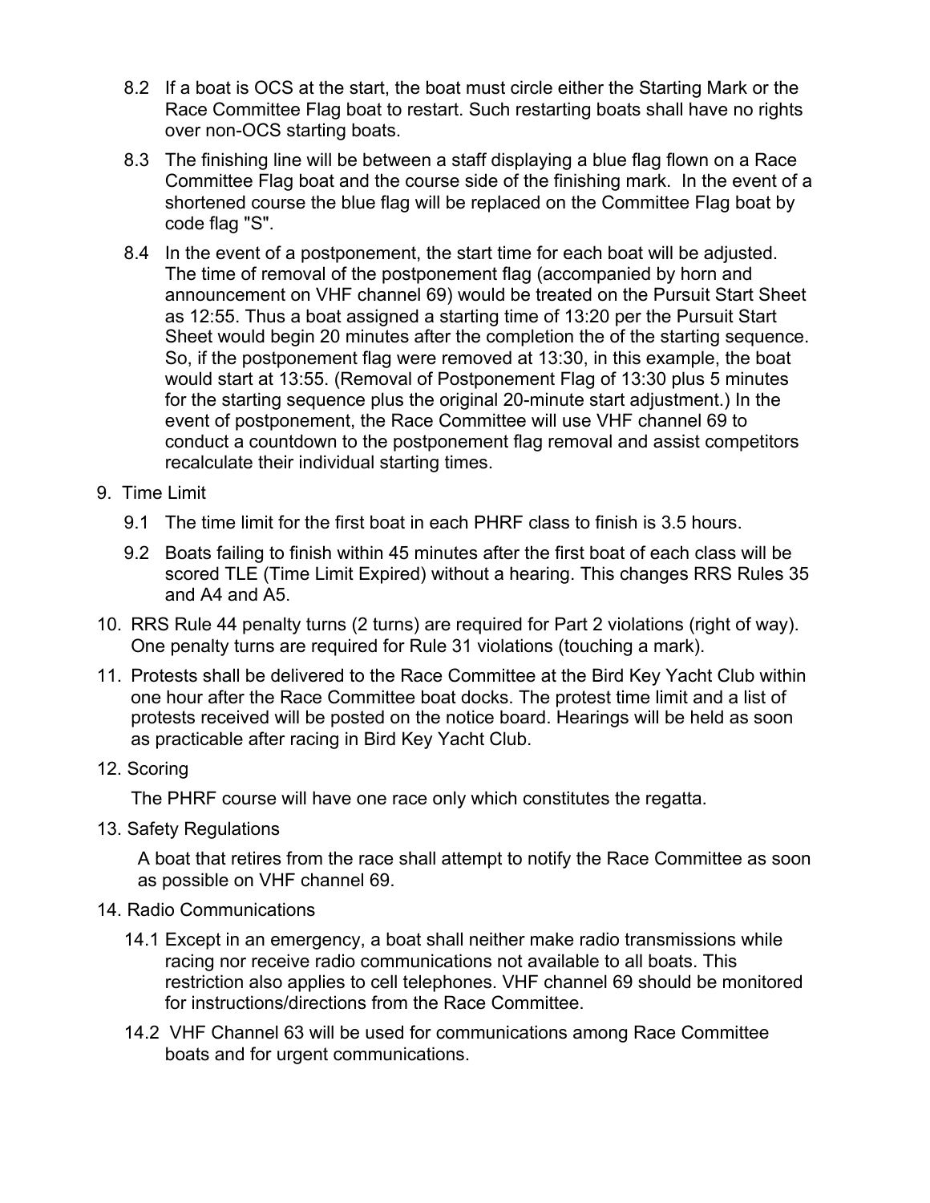8.2 If a boat is OCS at the start, the boat must circle either the Starting Mark or the Race Committee Flag boat to restart. Such restarting boats shall have no rights over non-OCS starting boats.

8.3 The finishing line will be between a staff displaying a blue flag flown on a Race Committee Flag boat and the course side of the finishing mark. In the event of a shortened course the blue flag will be replaced on the Committee Flag boat by code flag "S".

8.4 In the event of a postponement, the start time for each boat will be adjusted. The time of removal of the postponement flag (accompanied by horn and announcement on VHF channel 69) would be treated on the Pursuit Start Sheet as 12:55. Thus a boat assigned a starting time of 13:20 per the Pursuit Start Sheet would begin 20 minutes after the completion the of the starting sequence. So, if the postponement flag were removed at 13:30, in this example, the boat would start at 13:55. (Removal of Postponement Flag of 13:30 plus 5 minutes for the starting sequence plus the original 20-minute start adjustment.) In the event of postponement, the Race Committee will use VHF channel 69 to conduct a countdown to the postponement flag removal and assist competitors recalculate their individual starting times.

9. Time Limit

9.1 The time limit for the first boat in each PHRF class to finish is 3.5 hours.

9.2 Boats failing to finish within 45 minutes after the first boat of each class will be scored TLE (Time Limit Expired) without a hearing. This changes RRS Rules 35 and A4 and A5.

10. RRS Rule 44 penalty turns (2 turns) are required for Part 2 violations (right of way). One penalty turns are required for Rule 31 violations (touching a mark).

11. Protests shall be delivered to the Race Committee at the Bird Key Yacht Club within one hour after the Race Committee boat docks. The protest time limit and a list of protests received will be posted on the notice board. Hearings will be held as soon as practicable after racing in Bird Key Yacht Club.

12. Scoring

The PHRF course will have one race only which constitutes the regatta.

13. Safety Regulations

A boat that retires from the race shall attempt to notify the Race Committee as soon as possible on VHF channel 69.

14. Radio Communications

14.1 Except in an emergency, a boat shall neither make radio transmissions while racing nor receive radio communications not available to all boats. This restriction also applies to cell telephones. VHF channel 69 should be monitored for instructions/directions from the Race Committee.

14.2 VHF Channel 63 will be used for communications among Race Committee boats and for urgent communications.